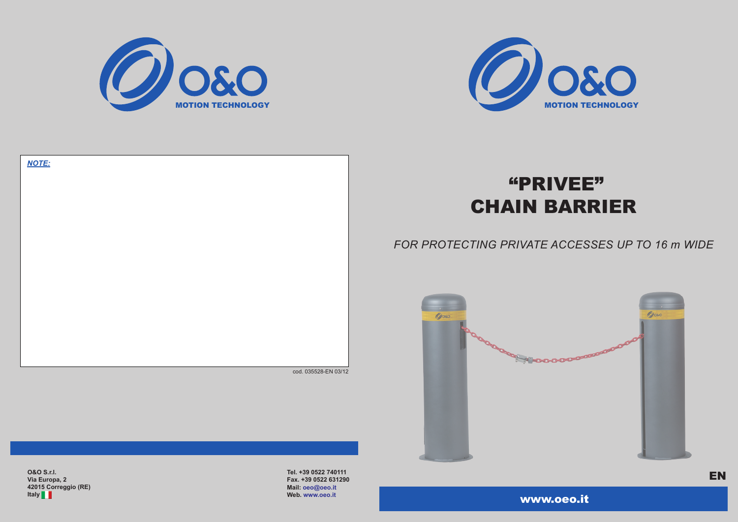O&O
MOTION TECHNOLOGY

***NOTE:***

cod. 035528-EN 03/12

**O&O S.r.l.**
**Via Europa, 2**
**42015 Correggio (RE)**
**Italy**

**Tel. +39 0522 740111**
**Fax. +39 0522 631290**
**Mail: oeo@oeo.it**
**Web. www.oeo.it**

O&O
MOTION TECHNOLOGY

# "PRIVEE" CHAIN BARRIER

*FOR PROTECTING PRIVATE ACCESSES UP TO 16 m WIDE*

**EN**

**www.oeo.it**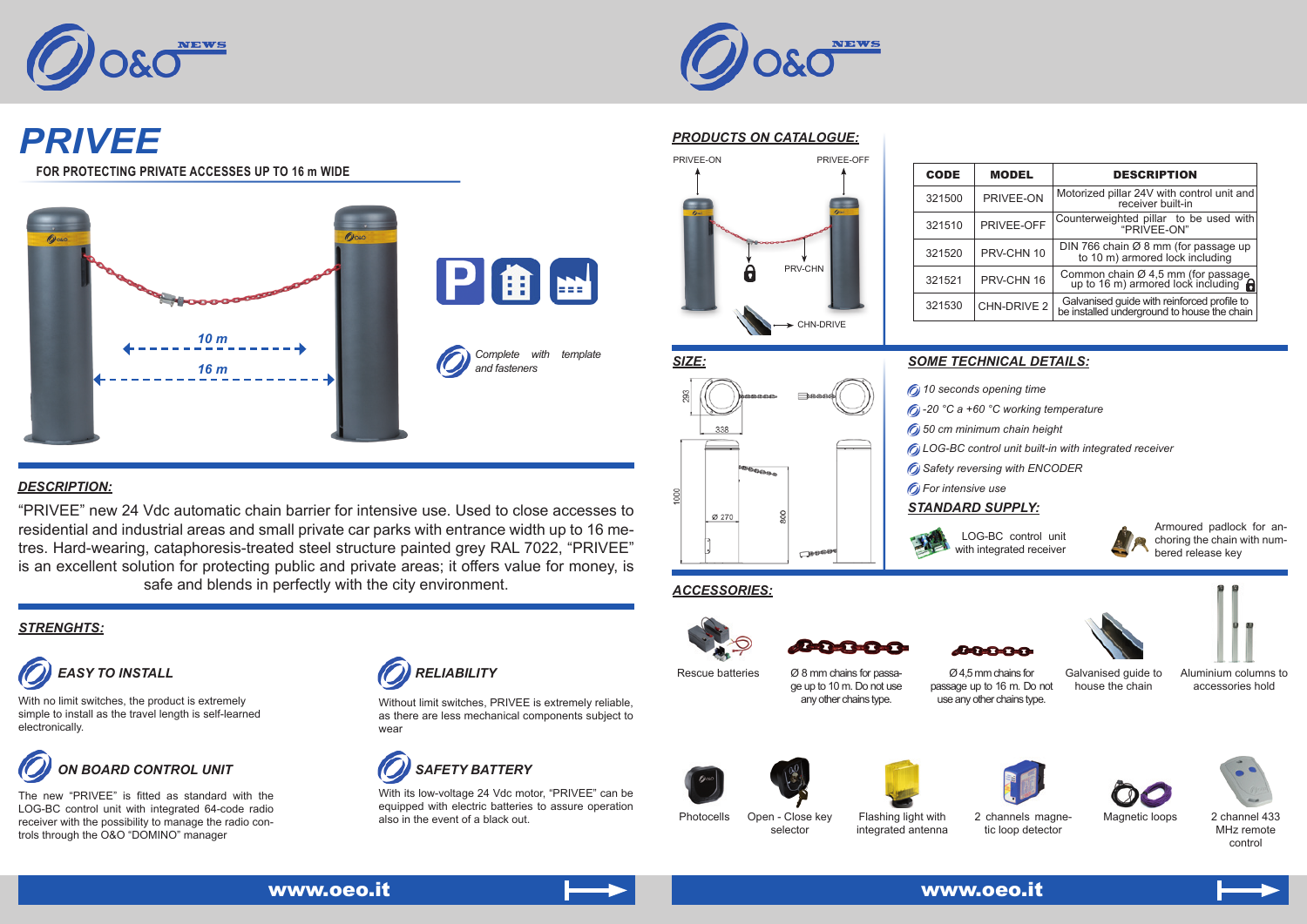# PRIVEE

**FOR PROTECTING PRIVATE ACCESSES UP TO 16 m WIDE**

10 m

16 m

*Complete with template and fasteners*

## DESCRIPTION:

"PRIVEE" new 24 Vdc automatic chain barrier for intensive use. Used to close accesses to residential and industrial areas and small private car parks with entrance width up to 16 metres. Hard-wearing, cataphoresis-treated steel structure painted grey RAL 7022, "PRIVEE" is an excellent solution for protecting public and private areas; it offers value for money, is safe and blends in perfectly with the city environment.

## STRENGHTS:

### EASY TO INSTALL

With no limit switches, the product is extremely simple to install as the travel length is self-learned electronically.

### ON BOARD CONTROL UNIT

The new "PRIVEE" is fitted as standard with the LOG-BC control unit with integrated 64-code radio receiver with the possibility to manage the radio controls through the O&O "DOMINO" manager

### RELIABILITY

Without limit switches, PRIVEE is extremely reliable, as there are less mechanical components subject to wear

### SAFETY BATTERY

With its low-voltage 24 Vdc motor, "PRIVEE" can be equipped with electric batteries to assure operation also in the event of a black out.

www.oeo.it

## PRODUCTS ON CATALOGUE:

PRIVEE-ON

PRIVEE-OFF

PRV-CHN

CHN-DRIVE

| CODE | MODEL | DESCRIPTION |
|---|---|---|
| 321500 | PRIVEE-ON | Motorized pillar 24V with control unit and receiver built-in |
| 321510 | PRIVEE-OFF | Counterweighted pillar to be used with "PRIVEE-ON" |
| 321520 | PRV-CHN 10 | DIN 766 chain Ø 8 mm (for passage up to 10 m) armored lock including |
| 321521 | PRV-CHN 16 | Common chain Ø 4,5 mm (for passage up to 16 m) armored lock including |
| 321530 | CHN-DRIVE 2 | Galvanised guide with reinforced profile to be installed underground to house the chain |

## SIZE:

293

338

1000

Ø 270

800

## SOME TECHNICAL DETAILS:

- 10 seconds opening time
- -20 °C a +60 °C working temperature
- 50 cm minimum chain height
- LOG-BC control unit built-in with integrated receiver
- Safety reversing with ENCODER
- For intensive use

## STANDARD SUPPLY:

LOG-BC control unit with integrated receiver

Armoured padlock for anchoring the chain with numbered release key

## ACCESSORIES:

Rescue batteries

Ø 8 mm chains for passage up to 10 m. Do not use any other chains type.

Ø 4,5 mm chains for passage up to 16 m. Do not use any other chains type.

Galvanised guide to house the chain

Aluminium columns to accessories hold

Photocells

Open - Close key selector

Flashing light with integrated antenna

2 channels magnetic loop detector

Magnetic loops

2 channel 433 MHz remote control

www.oeo.it